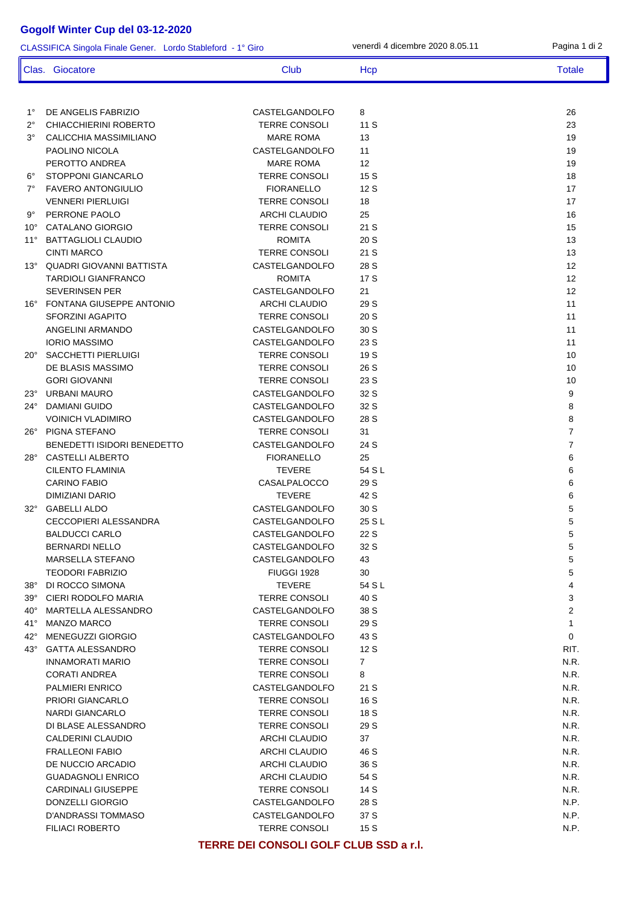# Gogolf Winter Cup del 03-12-2020

CLASSIFICA Singola Finale Gener.   Lordo Stableford  - 1° Giro

venerdì 4 dicembre 2020 8.05.11

| Clas. | Giocatore | Club | Hcp | Totale |
|---|---|---|---|---|
| 1° | DE ANGELIS FABRIZIO | CASTELGANDOLFO | 8 | 26 |
| 2° | CHIACCHIERINI ROBERTO | TERRE CONSOLI | 11 S | 23 |
| 3° | CALICCHIA MASSIMILIANO | MARE ROMA | 13 | 19 |
| | PAOLINO NICOLA | CASTELGANDOLFO | 11 | 19 |
| | PEROTTO ANDREA | MARE ROMA | 12 | 19 |
| 6° | STOPPONI GIANCARLO | TERRE CONSOLI | 15 S | 18 |
| 7° | FAVERO ANTONGIULIO | FIORANELLO | 12 S | 17 |
| | VENNERI PIERLUIGI | TERRE CONSOLI | 18 | 17 |
| 9° | PERRONE PAOLO | ARCHI CLAUDIO | 25 | 16 |
| 10° | CATALANO GIORGIO | TERRE CONSOLI | 21 S | 15 |
| 11° | BATTAGLIOLI CLAUDIO | ROMITA | 20 S | 13 |
| | CINTI MARCO | TERRE CONSOLI | 21 S | 13 |
| 13° | QUADRI GIOVANNI BATTISTA | CASTELGANDOLFO | 28 S | 12 |
| | TARDIOLI GIANFRANCO | ROMITA | 17 S | 12 |
| | SEVERINSEN PER | CASTELGANDOLFO | 21 | 12 |
| 16° | FONTANA GIUSEPPE ANTONIO | ARCHI CLAUDIO | 29 S | 11 |
| | SFORZINI AGAPITO | TERRE CONSOLI | 20 S | 11 |
| | ANGELINI ARMANDO | CASTELGANDOLFO | 30 S | 11 |
| | IORIO MASSIMO | CASTELGANDOLFO | 23 S | 11 |
| 20° | SACCHETTI PIERLUIGI | TERRE CONSOLI | 19 S | 10 |
| | DE BLASIS MASSIMO | TERRE CONSOLI | 26 S | 10 |
| | GORI GIOVANNI | TERRE CONSOLI | 23 S | 10 |
| 23° | URBANI MAURO | CASTELGANDOLFO | 32 S | 9 |
| 24° | DAMIANI GUIDO | CASTELGANDOLFO | 32 S | 8 |
| | VOINICH VLADIMIRO | CASTELGANDOLFO | 28 S | 8 |
| 26° | PIGNA STEFANO | TERRE CONSOLI | 31 | 7 |
| | BENEDETTI ISIDORI BENEDETTO | CASTELGANDOLFO | 24 S | 7 |
| 28° | CASTELLI ALBERTO | FIORANELLO | 25 | 6 |
| | CILENTO FLAMINIA | TEVERE | 54 S L | 6 |
| | CARINO FABIO | CASALPALOCCO | 29 S | 6 |
| | DIMIZIANI DARIO | TEVERE | 42 S | 6 |
| 32° | GABELLI ALDO | CASTELGANDOLFO | 30 S | 5 |
| | CECCOPIERI ALESSANDRA | CASTELGANDOLFO | 25 S L | 5 |
| | BALDUCCI CARLO | CASTELGANDOLFO | 22 S | 5 |
| | BERNARDI NELLO | CASTELGANDOLFO | 32 S | 5 |
| | MARSELLA STEFANO | CASTELGANDOLFO | 43 | 5 |
| | TEODORI FABRIZIO | FIUGGI 1928 | 30 | 5 |
| 38° | DI ROCCO SIMONA | TEVERE | 54 S L | 4 |
| 39° | CIERI RODOLFO MARIA | TERRE CONSOLI | 40 S | 3 |
| 40° | MARTELLA ALESSANDRO | CASTELGANDOLFO | 38 S | 2 |
| 41° | MANZO MARCO | TERRE CONSOLI | 29 S | 1 |
| 42° | MENEGUZZI GIORGIO | CASTELGANDOLFO | 43 S | 0 |
| 43° | GATTA ALESSANDRO | TERRE CONSOLI | 12 S | RIT. |
| | INNAMORATI MARIO | TERRE CONSOLI | 7 | N.R. |
| | CORATI ANDREA | TERRE CONSOLI | 8 | N.R. |
| | PALMIERI ENRICO | CASTELGANDOLFO | 21 S | N.R. |
| | PRIORI GIANCARLO | TERRE CONSOLI | 16 S | N.R. |
| | NARDI GIANCARLO | TERRE CONSOLI | 18 S | N.R. |
| | DI BLASE ALESSANDRO | TERRE CONSOLI | 29 S | N.R. |
| | CALDERINI CLAUDIO | ARCHI CLAUDIO | 37 | N.R. |
| | FRALLEONI FABIO | ARCHI CLAUDIO | 46 S | N.R. |
| | DE NUCCIO ARCADIO | ARCHI CLAUDIO | 36 S | N.R. |
| | GUADAGNOLI ENRICO | ARCHI CLAUDIO | 54 S | N.R. |
| | CARDINALI GIUSEPPE | TERRE CONSOLI | 14 S | N.R. |
| | DONZELLI GIORGIO | CASTELGANDOLFO | 28 S | N.P. |
| | D'ANDRASSI TOMMASO | CASTELGANDOLFO | 37 S | N.P. |
| | FILIACI ROBERTO | TERRE CONSOLI | 15 S | N.P. |

**TERRE DEI CONSOLI GOLF CLUB SSD a r.l.**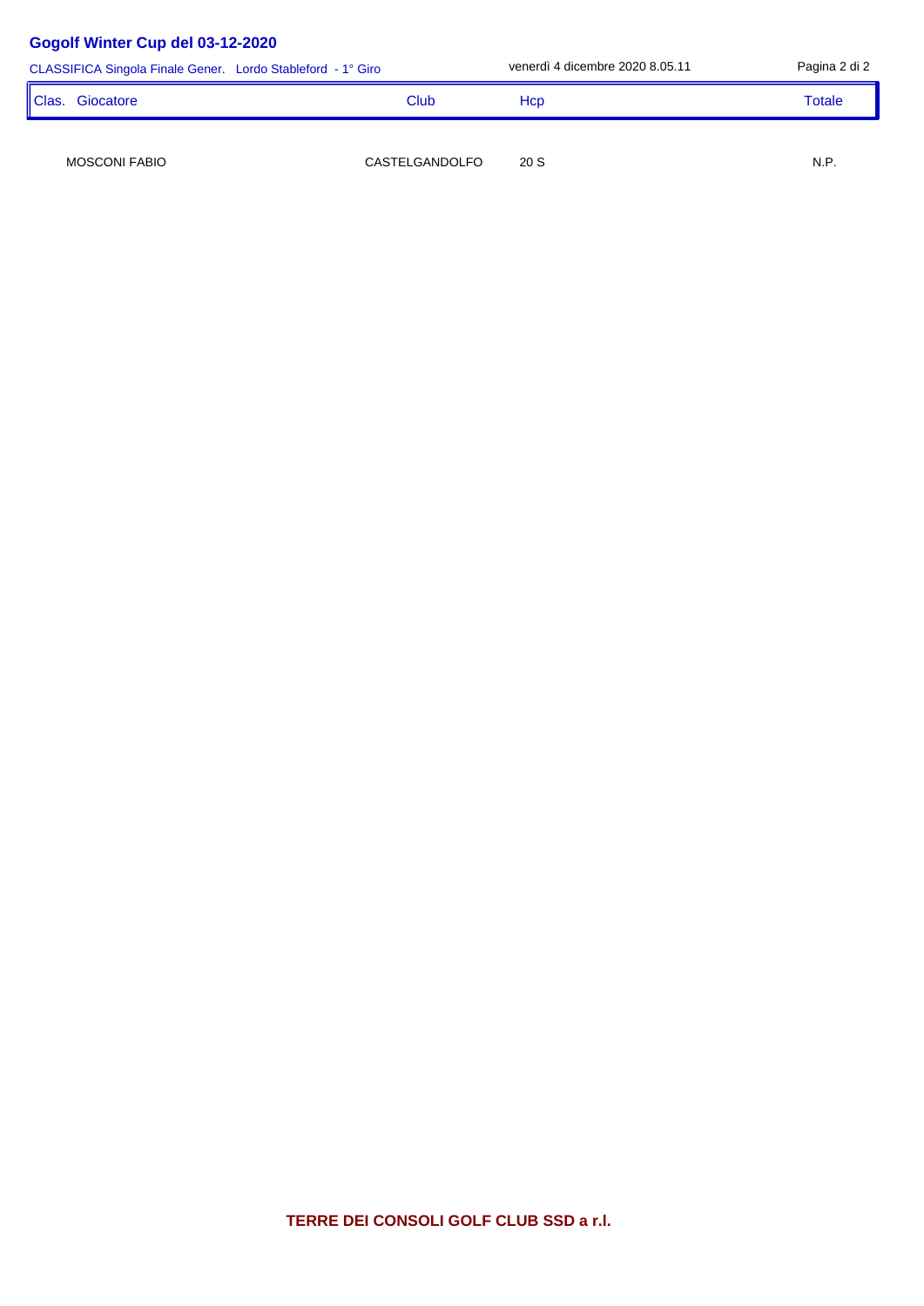## Gogolf Winter Cup del 03-12-2020

CLASSIFICA Singola Finale Gener. Lordo Stableford - 1° Giro

venerdì 4 dicembre 2020 8.05.11

| Clas. | Giocatore | Club | Hcp | Totale |
|---|---|---|---|---|
| | MOSCONI FABIO | CASTELGANDOLFO | 20 S | N.P. |

**TERRE DEI CONSOLI GOLF CLUB SSD a r.l.**